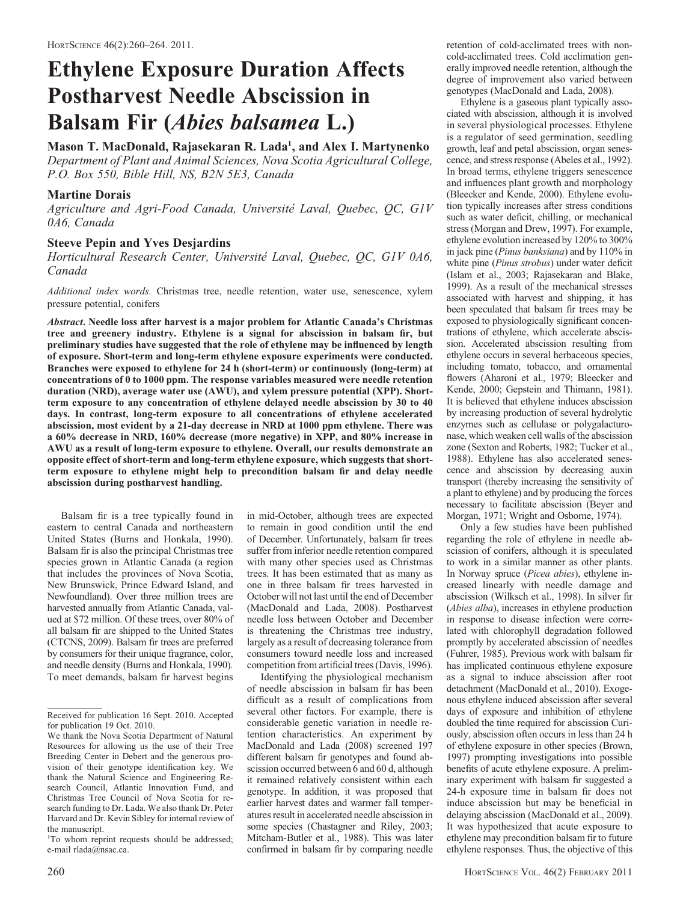# Ethylene Exposure Duration Affects Postharvest Needle Abscission in Balsam Fir (*Abies balsamea* L.)

**Mason T. MacDonald, Rajasekaran R. Lada[1], and Alex I. Martynenko**
*Department of Plant and Animal Sciences, Nova Scotia Agricultural College, P.O. Box 550, Bible Hill, NS, B2N 5E3, Canada*

**Martine Dorais**
*Agriculture and Agri-Food Canada, Université Laval, Quebec, QC, G1V 0A6, Canada*

**Steeve Pepin and Yves Desjardins**
*Horticultural Research Center, Université Laval, Quebec, QC, G1V 0A6, Canada*

*Additional index words.* Christmas tree, needle retention, water use, senescence, xylem pressure potential, conifers

***Abstract.*** **Needle loss after harvest is a major problem for Atlantic Canada's Christmas tree and greenery industry. Ethylene is a signal for abscission in balsam fir, but preliminary studies have suggested that the role of ethylene may be influenced by length of exposure. Short-term and long-term ethylene exposure experiments were conducted. Branches were exposed to ethylene for 24 h (short-term) or continuously (long-term) at concentrations of 0 to 1000 ppm. The response variables measured were needle retention duration (NRD), average water use (AWU), and xylem pressure potential (XPP). Short-term exposure to any concentration of ethylene delayed needle abscission by 30 to 40 days. In contrast, long-term exposure to all concentrations of ethylene accelerated abscission, most evident by a 21-day decrease in NRD at 1000 ppm ethylene. There was a 60% decrease in NRD, 160% decrease (more negative) in XPP, and 80% increase in AWU as a result of long-term exposure to ethylene. Overall, our results demonstrate an opposite effect of short-term and long-term ethylene exposure, which suggests that short-term exposure to ethylene might help to precondition balsam fir and delay needle abscission during postharvest handling.**

Balsam fir is a tree typically found in eastern to central Canada and northeastern United States (Burns and Honkala, 1990). Balsam fir is also the principal Christmas tree species grown in Atlantic Canada (a region that includes the provinces of Nova Scotia, New Brunswick, Prince Edward Island, and Newfoundland). Over three million trees are harvested annually from Atlantic Canada, valued at $72 million. Of these trees, over 80% of all balsam fir are shipped to the United States (CTCNS, 2009). Balsam fir trees are preferred by consumers for their unique fragrance, color, and needle density (Burns and Honkala, 1990). To meet demands, balsam fir harvest begins in mid-October, although trees are expected to remain in good condition until the end of December. Unfortunately, balsam fir trees suffer from inferior needle retention compared with many other species used as Christmas trees. It has been estimated that as many as one in three balsam fir trees harvested in October will not last until the end of December (MacDonald and Lada, 2008). Postharvest needle loss between October and December is threatening the Christmas tree industry, largely as a result of decreasing tolerance from consumers toward needle loss and increased competition from artificial trees (Davis, 1996).

Identifying the physiological mechanism of needle abscission in balsam fir has been difficult as a result of complications from several other factors. For example, there is considerable genetic variation in needle retention characteristics. An experiment by MacDonald and Lada (2008) screened 197 different balsam fir genotypes and found abscission occurred between 6 and 60 d, although it remained relatively consistent within each genotype. In addition, it was proposed that earlier harvest dates and warmer fall temperatures result in accelerated needle abscission in some species (Chastagner and Riley, 2003; Mitcham-Butler et al., 1988). This was later confirmed in balsam fir by comparing needle retention of cold-acclimated trees with non-cold-acclimated trees. Cold acclimation generally improved needle retention, although the degree of improvement also varied between genotypes (MacDonald and Lada, 2008).

Ethylene is a gaseous plant typically associated with abscission, although it is involved in several physiological processes. Ethylene is a regulator of seed germination, seedling growth, leaf and petal abscission, organ senescence, and stress response (Abeles et al., 1992). In broad terms, ethylene triggers senescence and influences plant growth and morphology (Bleecker and Kende, 2000). Ethylene evolution typically increases after stress conditions such as water deficit, chilling, or mechanical stress (Morgan and Drew, 1997). For example, ethylene evolution increased by 120% to 300% in jack pine (*Pinus banksiana*) and by 110% in white pine (*Pinus strobus*) under water deficit (Islam et al., 2003; Rajasekaran and Blake, 1999). As a result of the mechanical stresses associated with harvest and shipping, it has been speculated that balsam fir trees may be exposed to physiologically significant concentrations of ethylene, which accelerate abscission. Accelerated abscission resulting from ethylene occurs in several herbaceous species, including tomato, tobacco, and ornamental flowers (Aharoni et al., 1979; Bleecker and Kende, 2000; Gepstein and Thimann, 1981). It is believed that ethylene induces abscission by increasing production of several hydrolytic enzymes such as cellulase or polygalacturonase, which weaken cell walls of the abscission zone (Sexton and Roberts, 1982; Tucker et al., 1988). Ethylene has also accelerated senescence and abscission by decreasing auxin transport (thereby increasing the sensitivity of a plant to ethylene) and by producing the forces necessary to facilitate abscission (Beyer and Morgan, 1971; Wright and Osborne, 1974).

Only a few studies have been published regarding the role of ethylene in needle abscission of conifers, although it is speculated to work in a similar manner as other plants. In Norway spruce (*Picea abies*), ethylene increased linearly with needle damage and abscission (Wilksch et al., 1998). In silver fir (*Abies alba*), increases in ethylene production in response to disease infection were correlated with chlorophyll degradation followed promptly by accelerated abscission of needles (Fuhrer, 1985). Previous work with balsam fir has implicated continuous ethylene exposure as a signal to induce abscission after root detachment (MacDonald et al., 2010). Exogenous ethylene induced abscission after several days of exposure and inhibition of ethylene doubled the time required for abscission Curiously, abscission often occurs in less than 24 h of ethylene exposure in other species (Brown, 1997) prompting investigations into possible benefits of acute ethylene exposure. A preliminary experiment with balsam fir suggested a 24-h exposure time in balsam fir does not induce abscission but may be beneficial in delaying abscission (MacDonald et al., 2009). It was hypothesized that acute exposure to ethylene may precondition balsam fir to future ethylene responses. Thus, the objective of this

---

Received for publication 16 Sept. 2010. Accepted for publication 19 Oct. 2010.

We thank the Nova Scotia Department of Natural Resources for allowing us the use of their Tree Breeding Center in Debert and the generous provision of their genotype identification key. We thank the Natural Science and Engineering Research Council, Atlantic Innovation Fund, and Christmas Tree Council of Nova Scotia for research funding to Dr. Lada. We also thank Dr. Peter Harvard and Dr. Kevin Sibley for internal review of the manuscript.

[1]To whom reprint requests should be addressed; e-mail rlada@nsac.ca.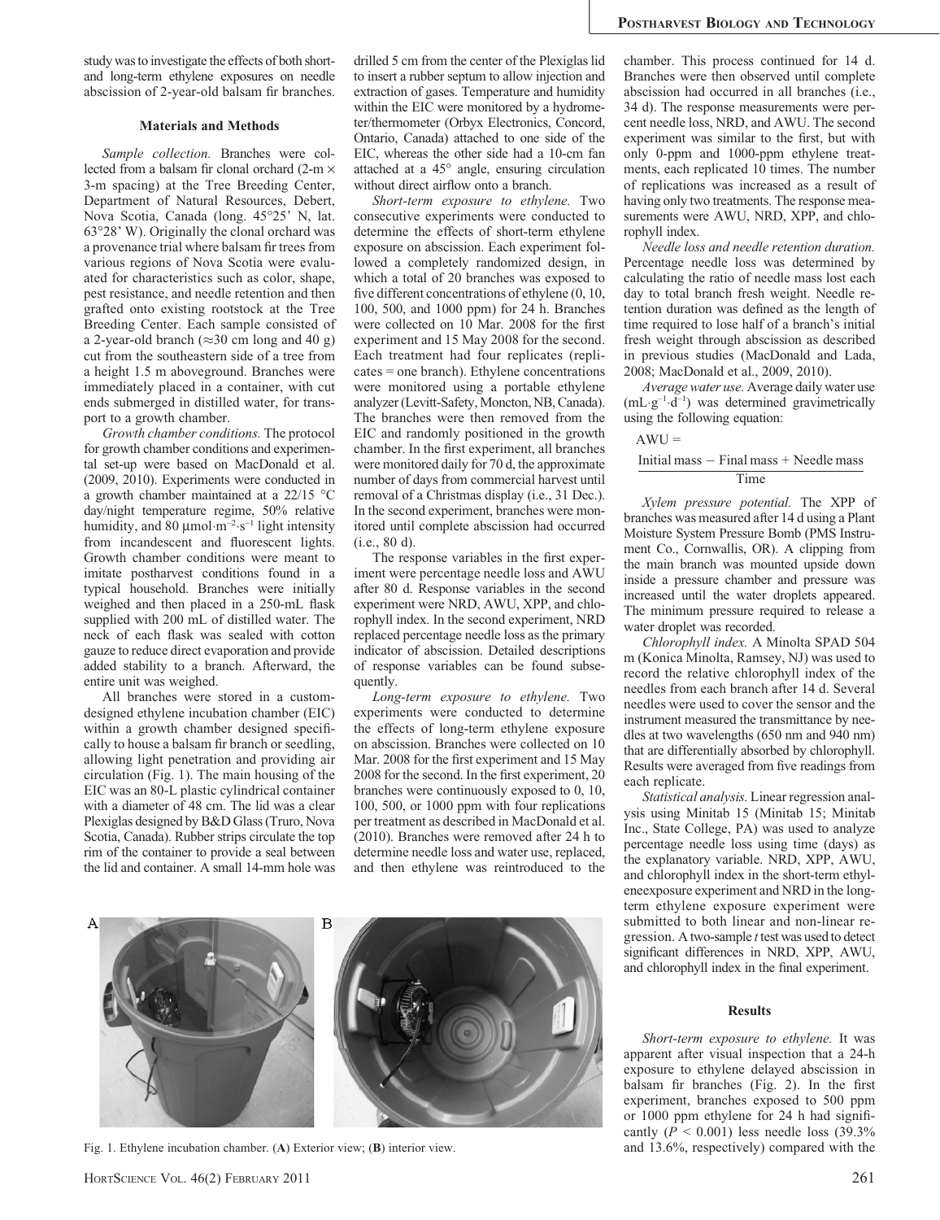study was to investigate the effects of both short- and long-term ethylene exposures on needle abscission of 2-year-old balsam fir branches.

## Materials and Methods

*Sample collection.* Branches were collected from a balsam fir clonal orchard (2-m × 3-m spacing) at the Tree Breeding Center, Department of Natural Resources, Debert, Nova Scotia, Canada (long. 45°25' N, lat. 63°28' W). Originally the clonal orchard was a provenance trial where balsam fir trees from various regions of Nova Scotia were evaluated for characteristics such as color, shape, pest resistance, and needle retention and then grafted onto existing rootstock at the Tree Breeding Center. Each sample consisted of a 2-year-old branch (≈30 cm long and 40 g) cut from the southeastern side of a tree from a height 1.5 m aboveground. Branches were immediately placed in a container, with cut ends submerged in distilled water, for transport to a growth chamber.

*Growth chamber conditions.* The protocol for growth chamber conditions and experimental set-up were based on MacDonald et al. (2009, 2010). Experiments were conducted in a growth chamber maintained at a 22/15 °C day/night temperature regime, 50% relative humidity, and 80 $\mu mol \cdot m^{-2} \cdot s^{-1}$ light intensity from incandescent and fluorescent lights. Growth chamber conditions were meant to imitate postharvest conditions found in a typical household. Branches were initially weighed and then placed in a 250-mL flask supplied with 200 mL of distilled water. The neck of each flask was sealed with cotton gauze to reduce direct evaporation and provide added stability to a branch. Afterward, the entire unit was weighed.

All branches were stored in a custom-designed ethylene incubation chamber (EIC) within a growth chamber designed specifically to house a balsam fir branch or seedling, allowing light penetration and providing air circulation (Fig. 1). The main housing of the EIC was an 80-L plastic cylindrical container with a diameter of 48 cm. The lid was a clear Plexiglas designed by B&D Glass (Truro, Nova Scotia, Canada). Rubber strips circulate the top rim of the container to provide a seal between the lid and container. A small 14-mm hole was drilled 5 cm from the center of the Plexiglas lid to insert a rubber septum to allow injection and extraction of gases. Temperature and humidity within the EIC were monitored by a hydrometer/thermometer (Orbyx Electronics, Concord, Ontario, Canada) attached to one side of the EIC, whereas the other side had a 10-cm fan attached at a 45° angle, ensuring circulation without direct airflow onto a branch.

*Short-term exposure to ethylene.* Two consecutive experiments were conducted to determine the effects of short-term ethylene exposure on abscission. Each experiment followed a completely randomized design, in which a total of 20 branches was exposed to five different concentrations of ethylene (0, 10, 100, 500, and 1000 ppm) for 24 h. Branches were collected on 10 Mar. 2008 for the first experiment and 15 May 2008 for the second. Each treatment had four replicates (replicates = one branch). Ethylene concentrations were monitored using a portable ethylene analyzer (Levitt-Safety, Moncton, NB, Canada). The branches were then removed from the EIC and randomly positioned in the growth chamber. In the first experiment, all branches were monitored daily for 70 d, the approximate number of days from commercial harvest until removal of a Christmas display (i.e., 31 Dec.). In the second experiment, branches were monitored until complete abscission had occurred (i.e., 80 d).

The response variables in the first experiment were percentage needle loss and AWU after 80 d. Response variables in the second experiment were NRD, AWU, XPP, and chlorophyll index. In the second experiment, NRD replaced percentage needle loss as the primary indicator of abscission. Detailed descriptions of response variables can be found subsequently.

*Long-term exposure to ethylene.* Two experiments were conducted to determine the effects of long-term ethylene exposure on abscission. Branches were collected on 10 Mar. 2008 for the first experiment and 15 May 2008 for the second. In the first experiment, 20 branches were continuously exposed to 0, 10, 100, 500, or 1000 ppm with four replications per treatment as described in MacDonald et al. (2010). Branches were removed after 24 h to determine needle loss and water use, replaced, and then ethylene was reintroduced to the chamber. This process continued for 14 d. Branches were then observed until complete abscission had occurred in all branches (i.e., 34 d). The response measurements were percent needle loss, NRD, and AWU. The second experiment was similar to the first, but with only 0-ppm and 1000-ppm ethylene treatments, each replicated 10 times. The number of replications was increased as a result of having only two treatments. The response measurements were AWU, NRD, XPP, and chlorophyll index.

*Needle loss and needle retention duration.* Percentage needle loss was determined by calculating the ratio of needle mass lost each day to total branch fresh weight. Needle retention duration was defined as the length of time required to lose half of a branch's initial fresh weight through abscission as described in previous studies (MacDonald and Lada, 2008; MacDonald et al., 2009, 2010).

*Average water use.* Average daily water use ($mL \cdot g^{-1} \cdot d^{-1}$) was determined gravimetrically using the following equation:

$$\text{AWU} = \frac{\text{Initial mass} - \text{Final mass} + \text{Needle mass}}{\text{Time}}$$

*Xylem pressure potential.* The XPP of branches was measured after 14 d using a Plant Moisture System Pressure Bomb (PMS Instrument Co., Cornwallis, OR). A clipping from the main branch was mounted upside down inside a pressure chamber and pressure was increased until the water droplets appeared. The minimum pressure required to release a water droplet was recorded.

*Chlorophyll index.* A Minolta SPAD 504 m (Konica Minolta, Ramsey, NJ) was used to record the relative chlorophyll index of the needles from each branch after 14 d. Several needles were used to cover the sensor and the instrument measured the transmittance by needles at two wavelengths (650 nm and 940 nm) that are differentially absorbed by chlorophyll. Results were averaged from five readings from each replicate.

*Statistical analysis.* Linear regression analysis using Minitab 15 (Minitab 15; Minitab Inc., State College, PA) was used to analyze percentage needle loss using time (days) as the explanatory variable. NRD, XPP, AWU, and chlorophyll index in the short-term ethyleneexposure experiment and NRD in the long-term ethylene exposure experiment were submitted to both linear and non-linear regression. A two-sample *t* test was used to detect significant differences in NRD, XPP, AWU, and chlorophyll index in the final experiment.

Fig. 1. Ethylene incubation chamber. (**A**) Exterior view; (**B**) interior view.

## Results

*Short-term exposure to ethylene.* It was apparent after visual inspection that a 24-h exposure to ethylene delayed abscission in balsam fir branches (Fig. 2). In the first experiment, branches exposed to 500 ppm or 1000 ppm ethylene for 24 h had significantly ($P < 0.001$) less needle loss (39.3% and 13.6%, respectively) compared with the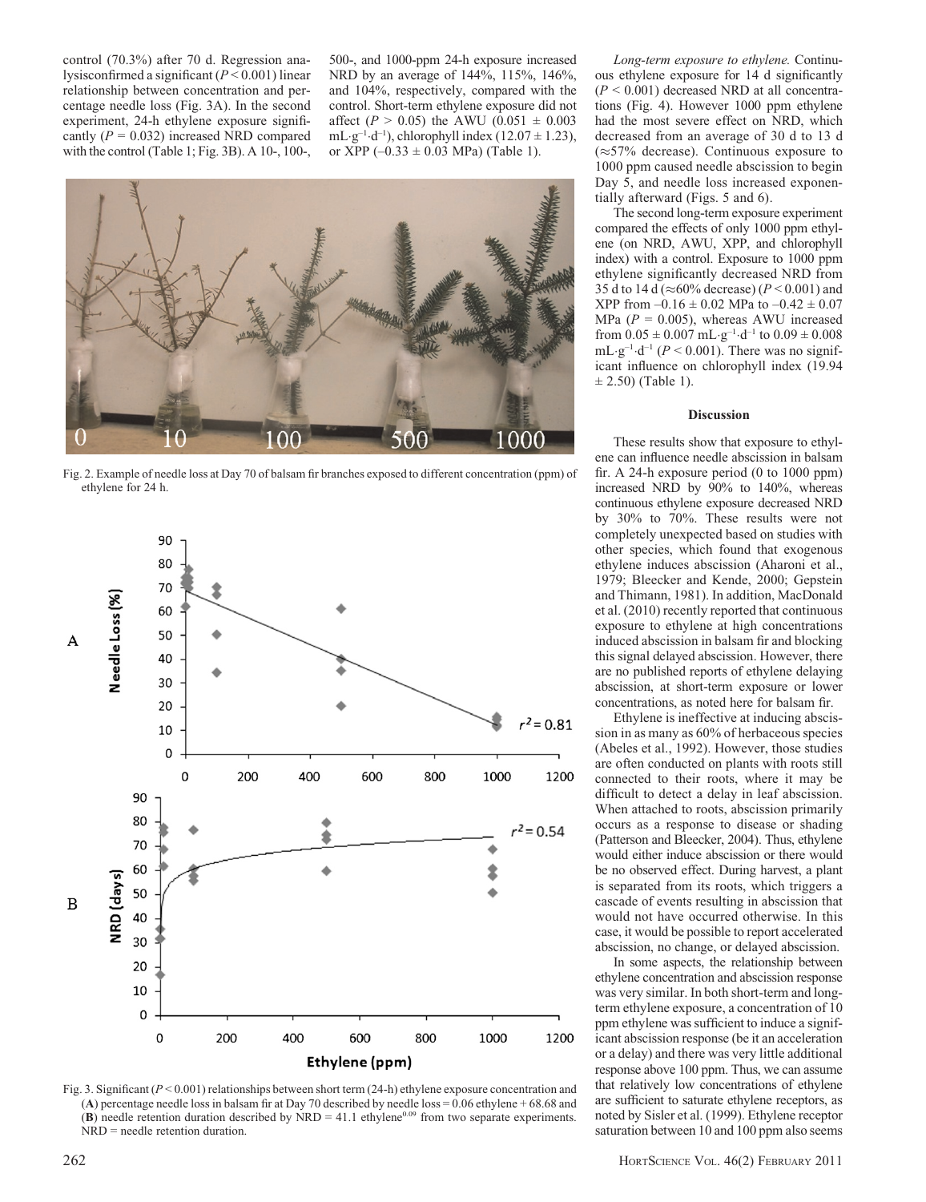control (70.3%) after 70 d. Regression analysisconfirmed a significant ($P < 0.001$) linear relationship between concentration and percentage needle loss (Fig. 3A). In the second experiment, 24-h ethylene exposure significantly ($P = 0.032$) increased NRD compared with the control (Table 1; Fig. 3B). A 10-, 100-, 500-, and 1000-ppm 24-h exposure increased NRD by an average of 144%, 115%, 146%, and 104%, respectively, compared with the control. Short-term ethylene exposure did not affect ($P > 0.05$) the AWU ($0.051 \pm 0.003$ $mL \cdot g^{-1} \cdot d^{-1}$), chlorophyll index ($12.07 \pm 1.23$), or XPP ($-0.33 \pm 0.03$ MPa) (Table 1).

Fig. 2. Example of needle loss at Day 70 of balsam fir branches exposed to different concentration (ppm) of ethylene for 24 h.

Fig. 3. Significant ($P < 0.001$) relationships between short term (24-h) ethylene exposure concentration and (**A**) percentage needle loss in balsam fir at Day 70 described by needle loss = 0.06 ethylene + 68.68 and (**B**) needle retention duration described by NRD = 41.1 ethylene$^{0.09}$ from two separate experiments. NRD = needle retention duration.

*Long-term exposure to ethylene.* Continuous ethylene exposure for 14 d significantly ($P < 0.001$) decreased NRD at all concentrations (Fig. 4). However 1000 ppm ethylene had the most severe effect on NRD, which decreased from an average of 30 d to 13 d (≈57% decrease). Continuous exposure to 1000 ppm caused needle abscission to begin Day 5, and needle loss increased exponentially afterward (Figs. 5 and 6).

The second long-term exposure experiment compared the effects of only 1000 ppm ethylene (on NRD, AWU, XPP, and chlorophyll index) with a control. Exposure to 1000 ppm ethylene significantly decreased NRD from 35 d to 14 d (≈60% decrease) ($P < 0.001$) and XPP from $-0.16 \pm 0.02$ MPa to $-0.42 \pm 0.07$ MPa ($P = 0.005$), whereas AWU increased from $0.05 \pm 0.007$ $mL \cdot g^{-1} \cdot d^{-1}$ to $0.09 \pm 0.008$ $mL \cdot g^{-1} \cdot d^{-1}$ ($P < 0.001$). There was no significant influence on chlorophyll index ($19.94 \pm 2.50$) (Table 1).

## Discussion

These results show that exposure to ethylene can influence needle abscission in balsam fir. A 24-h exposure period (0 to 1000 ppm) increased NRD by 90% to 140%, whereas continuous ethylene exposure decreased NRD by 30% to 70%. These results were not completely unexpected based on studies with other species, which found that exogenous ethylene induces abscission (Aharoni et al., 1979; Bleecker and Kende, 2000; Gepstein and Thimann, 1981). In addition, MacDonald et al. (2010) recently reported that continuous exposure to ethylene at high concentrations induced abscission in balsam fir and blocking this signal delayed abscission. However, there are no published reports of ethylene delaying abscission, at short-term exposure or lower concentrations, as noted here for balsam fir.

Ethylene is ineffective at inducing abscission in as many as 60% of herbaceous species (Abeles et al., 1992). However, those studies are often conducted on plants with roots still connected to their roots, where it may be difficult to detect a delay in leaf abscission. When attached to roots, abscission primarily occurs as a response to disease or shading (Patterson and Bleecker, 2004). Thus, ethylene would either induce abscission or there would be no observed effect. During harvest, a plant is separated from its roots, which triggers a cascade of events resulting in abscission that would not have occurred otherwise. In this case, it would be possible to report accelerated abscission, no change, or delayed abscission.

In some aspects, the relationship between ethylene concentration and abscission response was very similar. In both short-term and long-term ethylene exposure, a concentration of 10 ppm ethylene was sufficient to induce a significant abscission response (be it an acceleration or a delay) and there was very little additional response above 100 ppm. Thus, we can assume that relatively low concentrations of ethylene are sufficient to saturate ethylene receptors, as noted by Sisler et al. (1999). Ethylene receptor saturation between 10 and 100 ppm also seems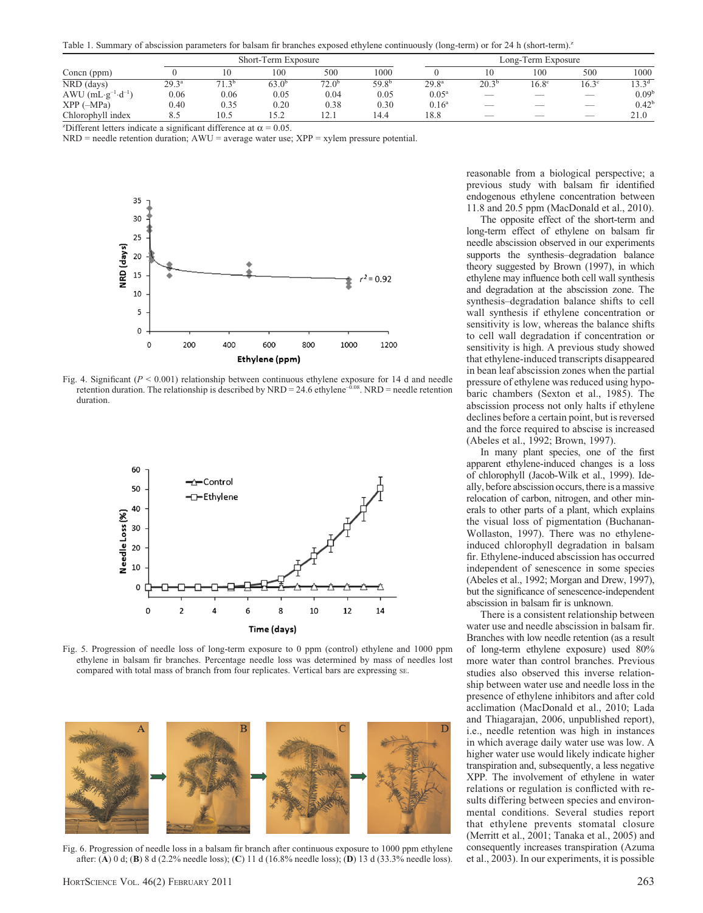Table 1. Summary of abscission parameters for balsam fir branches exposed ethylene continuously (long-term) or for 24 h (short-term).[z]

| | Short-Term Exposure | | | | | Long-Term Exposure | | | | |
|---|---|---|---|---|---|---|---|---|---|---|
| Concn (ppm) | 0 | 10 | 100 | 500 | 1000 | 0 | 10 | 100 | 500 | 1000 |
| NRD (days) | 29.3[a] | 71.3[b] | 63.0[b] | 72.0[b] | 59.8[b] | 29.8[a] | 20.3[b] | 16.8[c] | 16.3[c] | 13.3[d] |
| AWU ($mL \cdot g^{-1} \cdot d^{-1}$) | 0.06 | 0.06 | 0.05 | 0.04 | 0.05 | 0.05[a] | — | — | — | 0.09[b] |
| XPP (–MPa) | 0.40 | 0.35 | 0.20 | 0.38 | 0.30 | 0.16[a] | — | — | — | 0.42[b] |
| Chlorophyll index | 8.5 | 10.5 | 15.2 | 12.1 | 14.4 | 18.8 | — | — | — | 21.0 |

[z]Different letters indicate a significant difference at $\alpha = 0.05$.
NRD = needle retention duration; AWU = average water use; XPP = xylem pressure potential.

Fig. 4. Significant ($P < 0.001$) relationship between continuous ethylene exposure for 14 d and needle retention duration. The relationship is described by NRD = 24.6 ethylene$^{-0.08}$. NRD = needle retention duration.

Fig. 5. Progression of needle loss of long-term exposure to 0 ppm (control) ethylene and 1000 ppm ethylene in balsam fir branches. Percentage needle loss was determined by mass of needles lost compared with total mass of branch from four replicates. Vertical bars are expressing SE.

Fig. 6. Progression of needle loss in a balsam fir branch after continuous exposure to 1000 ppm ethylene after: (**A**) 0 d; (**B**) 8 d (2.2% needle loss); (**C**) 11 d (16.8% needle loss); (**D**) 13 d (33.3% needle loss).

reasonable from a biological perspective; a previous study with balsam fir identified endogenous ethylene concentration between 11.8 and 20.5 ppm (MacDonald et al., 2010).

The opposite effect of the short-term and long-term effect of ethylene on balsam fir needle abscission observed in our experiments supports the synthesis–degradation balance theory suggested by Brown (1997), in which ethylene may influence both cell wall synthesis and degradation at the abscission zone. The synthesis–degradation balance shifts to cell wall synthesis if ethylene concentration or sensitivity is low, whereas the balance shifts to cell wall degradation if concentration or sensitivity is high. A previous study showed that ethylene-induced transcripts disappeared in bean leaf abscission zones when the partial pressure of ethylene was reduced using hypobaric chambers (Sexton et al., 1985). The abscission process not only halts if ethylene declines before a certain point, but is reversed and the force required to abscise is increased (Abeles et al., 1992; Brown, 1997).

In many plant species, one of the first apparent ethylene-induced changes is a loss of chlorophyll (Jacob-Wilk et al., 1999). Ideally, before abscission occurs, there is a massive relocation of carbon, nitrogen, and other minerals to other parts of a plant, which explains the visual loss of pigmentation (Buchanan-Wollaston, 1997). There was no ethylene-induced chlorophyll degradation in balsam fir. Ethylene-induced abscission has occurred independent of senescence in some species (Abeles et al., 1992; Morgan and Drew, 1997), but the significance of senescence-independent abscission in balsam fir is unknown.

There is a consistent relationship between water use and needle abscission in balsam fir. Branches with low needle retention (as a result of long-term ethylene exposure) used 80% more water than control branches. Previous studies also observed this inverse relationship between water use and needle loss in the presence of ethylene inhibitors and after cold acclimation (MacDonald et al., 2010; Lada and Thiagarajan, 2006, unpublished report), i.e., needle retention was high in instances in which average daily water use was low. A higher water use would likely indicate higher transpiration and, subsequently, a less negative XPP. The involvement of ethylene in water relations or regulation is conflicted with results differing between species and environmental conditions. Several studies report that ethylene prevents stomatal closure (Merritt et al., 2001; Tanaka et al., 2005) and consequently increases transpiration (Azuma et al., 2003). In our experiments, it is possible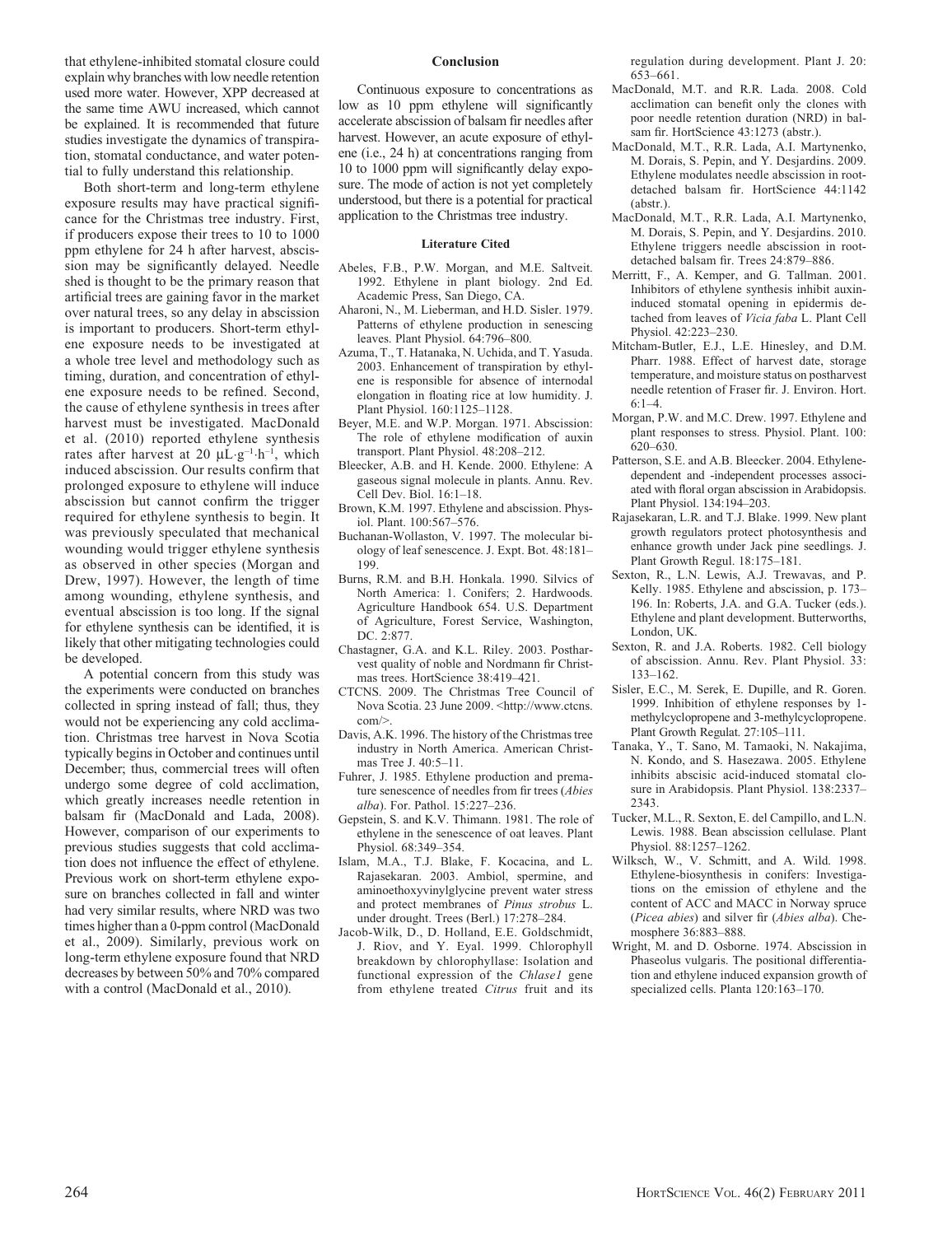that ethylene-inhibited stomatal closure could explain why branches with low needle retention used more water. However, XPP decreased at the same time AWU increased, which cannot be explained. It is recommended that future studies investigate the dynamics of transpiration, stomatal conductance, and water potential to fully understand this relationship.

Both short-term and long-term ethylene exposure results may have practical significance for the Christmas tree industry. First, if producers expose their trees to 10 to 1000 ppm ethylene for 24 h after harvest, abscission may be significantly delayed. Needle shed is thought to be the primary reason that artificial trees are gaining favor in the market over natural trees, so any delay in abscission is important to producers. Short-term ethylene exposure needs to be investigated at a whole tree level and methodology such as timing, duration, and concentration of ethylene exposure needs to be refined. Second, the cause of ethylene synthesis in trees after harvest must be investigated. MacDonald et al. (2010) reported ethylene synthesis rates after harvest at 20 $\mu L \cdot g^{-1} \cdot h^{-1}$, which induced abscission. Our results confirm that prolonged exposure to ethylene will induce abscission but cannot confirm the trigger required for ethylene synthesis to begin. It was previously speculated that mechanical wounding would trigger ethylene synthesis as observed in other species (Morgan and Drew, 1997). However, the length of time among wounding, ethylene synthesis, and eventual abscission is too long. If the signal for ethylene synthesis can be identified, it is likely that other mitigating technologies could be developed.

A potential concern from this study was the experiments were conducted on branches collected in spring instead of fall; thus, they would not be experiencing any cold acclimation. Christmas tree harvest in Nova Scotia typically begins in October and continues until December; thus, commercial trees will often undergo some degree of cold acclimation, which greatly increases needle retention in balsam fir (MacDonald and Lada, 2008). However, comparison of our experiments to previous studies suggests that cold acclimation does not influence the effect of ethylene. Previous work on short-term ethylene exposure on branches collected in fall and winter had very similar results, where NRD was two times higher than a 0-ppm control (MacDonald et al., 2009). Similarly, previous work on long-term ethylene exposure found that NRD decreases by between 50% and 70% compared with a control (MacDonald et al., 2010).

## Conclusion

Continuous exposure to concentrations as low as 10 ppm ethylene will significantly accelerate abscission of balsam fir needles after harvest. However, an acute exposure of ethylene (i.e., 24 h) at concentrations ranging from 10 to 1000 ppm will significantly delay exposure. The mode of action is not yet completely understood, but there is a potential for practical application to the Christmas tree industry.

### Literature Cited

Abeles, F.B., P.W. Morgan, and M.E. Saltveit. 1992. Ethylene in plant biology. 2nd Ed. Academic Press, San Diego, CA.

Aharoni, N., M. Lieberman, and H.D. Sisler. 1979. Patterns of ethylene production in senescing leaves. Plant Physiol. 64:796–800.

Azuma, T., T. Hatanaka, N. Uchida, and T. Yasuda. 2003. Enhancement of transpiration by ethylene is responsible for absence of internodal elongation in floating rice at low humidity. J. Plant Physiol. 160:1125–1128.

Beyer, M.E. and W.P. Morgan. 1971. Abscission: The role of ethylene modification of auxin transport. Plant Physiol. 48:208–212.

Bleecker, A.B. and H. Kende. 2000. Ethylene: A gaseous signal molecule in plants. Annu. Rev. Cell Dev. Biol. 16:1–18.

Brown, K.M. 1997. Ethylene and abscission. Physiol. Plant. 100:567–576.

Buchanan-Wollaston, V. 1997. The molecular biology of leaf senescence. J. Expt. Bot. 48:181–199.

Burns, R.M. and B.H. Honkala. 1990. Silvics of North America: 1. Conifers; 2. Hardwoods. Agriculture Handbook 654. U.S. Department of Agriculture, Forest Service, Washington, DC. 2:877.

Chastagner, G.A. and K.L. Riley. 2003. Postharvest quality of noble and Nordmann fir Christmas trees. HortScience 38:419–421.

CTCNS. 2009. The Christmas Tree Council of Nova Scotia. 23 June 2009. <http://www.ctcns.com/>.

Davis, A.K. 1996. The history of the Christmas tree industry in North America. American Christmas Tree J. 40:5–11.

Fuhrer, J. 1985. Ethylene production and premature senescence of needles from fir trees (*Abies alba*). For. Pathol. 15:227–236.

Gepstein, S. and K.V. Thimann. 1981. The role of ethylene in the senescence of oat leaves. Plant Physiol. 68:349–354.

Islam, M.A., T.J. Blake, F. Kocacina, and L. Rajasekaran. 2003. Ambiol, spermine, and aminoethoxyvinylglycine prevent water stress and protect membranes of *Pinus strobus* L. under drought. Trees (Berl.) 17:278–284.

Jacob-Wilk, D., D. Holland, E.E. Goldschmidt, J. Riov, and Y. Eyal. 1999. Chlorophyll breakdown by chlorophyllase: Isolation and functional expression of the *Chlase1* gene from ethylene treated *Citrus* fruit and its regulation during development. Plant J. 20: 653–661.

MacDonald, M.T. and R.R. Lada. 2008. Cold acclimation can benefit only the clones with poor needle retention duration (NRD) in balsam fir. HortScience 43:1273 (abstr.).

MacDonald, M.T., R.R. Lada, A.I. Martynenko, M. Dorais, S. Pepin, and Y. Desjardins. 2009. Ethylene modulates needle abscission in root-detached balsam fir. HortScience 44:1142 (abstr.).

MacDonald, M.T., R.R. Lada, A.I. Martynenko, M. Dorais, S. Pepin, and Y. Desjardins. 2010. Ethylene triggers needle abscission in root-detached balsam fir. Trees 24:879–886.

Merritt, F., A. Kemper, and G. Tallman. 2001. Inhibitors of ethylene synthesis inhibit auxin-induced stomatal opening in epidermis detached from leaves of *Vicia faba* L. Plant Cell Physiol. 42:223–230.

Mitcham-Butler, E.J., L.E. Hinesley, and D.M. Pharr. 1988. Effect of harvest date, storage temperature, and moisture status on postharvest needle retention of Fraser fir. J. Environ. Hort. 6:1–4.

Morgan, P.W. and M.C. Drew. 1997. Ethylene and plant responses to stress. Physiol. Plant. 100: 620–630.

Patterson, S.E. and A.B. Bleecker. 2004. Ethylene-dependent and -independent processes associated with floral organ abscission in Arabidopsis. Plant Physiol. 134:194–203.

Rajasekaran, L.R. and T.J. Blake. 1999. New plant growth regulators protect photosynthesis and enhance growth under Jack pine seedlings. J. Plant Growth Regul. 18:175–181.

Sexton, R., L.N. Lewis, A.J. Trewavas, and P. Kelly. 1985. Ethylene and abscission, p. 173–196. In: Roberts, J.A. and G.A. Tucker (eds.). Ethylene and plant development. Butterworths, London, UK.

Sexton, R. and J.A. Roberts. 1982. Cell biology of abscission. Annu. Rev. Plant Physiol. 33: 133–162.

Sisler, E.C., M. Serek, E. Dupille, and R. Goren. 1999. Inhibition of ethylene responses by 1-methylcyclopropene and 3-methylcyclopropene. Plant Growth Regulat. 27:105–111.

Tanaka, Y., T. Sano, M. Tamaoki, N. Nakajima, N. Kondo, and S. Hasezawa. 2005. Ethylene inhibits abscisic acid-induced stomatal closure in Arabidopsis. Plant Physiol. 138:2337–2343.

Tucker, M.L., R. Sexton, E. del Campillo, and L.N. Lewis. 1988. Bean abscission cellulase. Plant Physiol. 88:1257–1262.

Wilksch, W., V. Schmitt, and A. Wild. 1998. Ethylene-biosynthesis in conifers: Investigations on the emission of ethylene and the content of ACC and MACC in Norway spruce (*Picea abies*) and silver fir (*Abies alba*). Chemosphere 36:883–888.

Wright, M. and D. Osborne. 1974. Abscission in Phaseolus vulgaris. The positional differentiation and ethylene induced expansion growth of specialized cells. Planta 120:163–170.